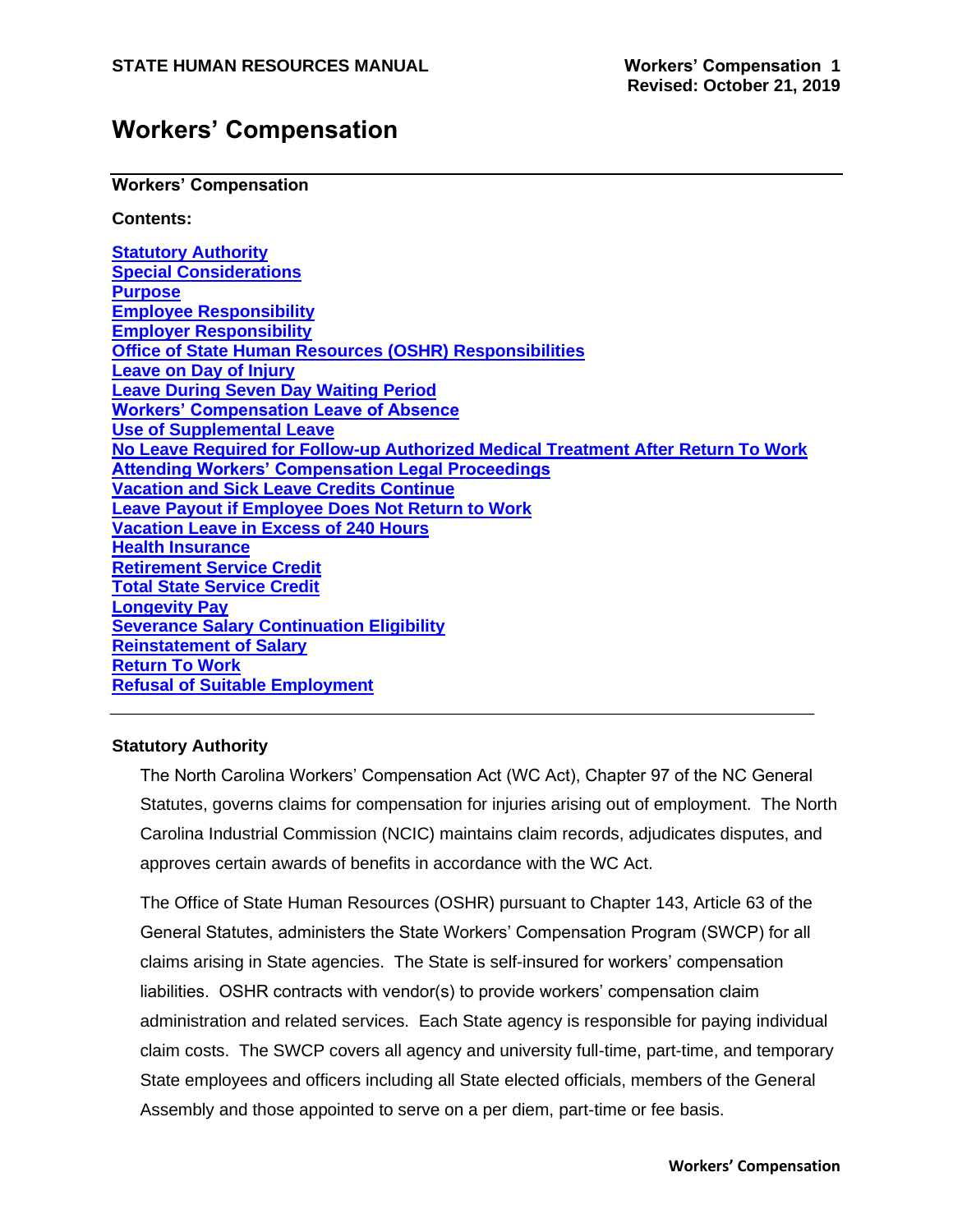# Workers' Compensation

**Workers' Compensation**

**Contents:**

- [Statutory Authority]
- [Special Considerations]
- [Purpose]
- [Employee Responsibility]
- [Employer Responsibility]
- [Office of State Human Resources (OSHR) Responsibilities]
- [Leave on Day of Injury]
- [Leave During Seven Day Waiting Period]
- [Workers' Compensation Leave of Absence]
- [Use of Supplemental Leave]
- [No Leave Required for Follow-up Authorized Medical Treatment After Return To Work]
- [Attending Workers' Compensation Legal Proceedings]
- [Vacation and Sick Leave Credits Continue]
- [Leave Payout if Employee Does Not Return to Work]
- [Vacation Leave in Excess of 240 Hours]
- [Health Insurance]
- [Retirement Service Credit]
- [Total State Service Credit]
- [Longevity Pay]
- [Severance Salary Continuation Eligibility]
- [Reinstatement of Salary]
- [Return To Work]
- [Refusal of Suitable Employment]

---

## Statutory Authority

The North Carolina Workers' Compensation Act (WC Act), Chapter 97 of the NC General Statutes, governs claims for compensation for injuries arising out of employment. The North Carolina Industrial Commission (NCIC) maintains claim records, adjudicates disputes, and approves certain awards of benefits in accordance with the WC Act.

The Office of State Human Resources (OSHR) pursuant to Chapter 143, Article 63 of the General Statutes, administers the State Workers' Compensation Program (SWCP) for all claims arising in State agencies. The State is self-insured for workers' compensation liabilities. OSHR contracts with vendor(s) to provide workers' compensation claim administration and related services. Each State agency is responsible for paying individual claim costs. The SWCP covers all agency and university full-time, part-time, and temporary State employees and officers including all State elected officials, members of the General Assembly and those appointed to serve on a per diem, part-time or fee basis.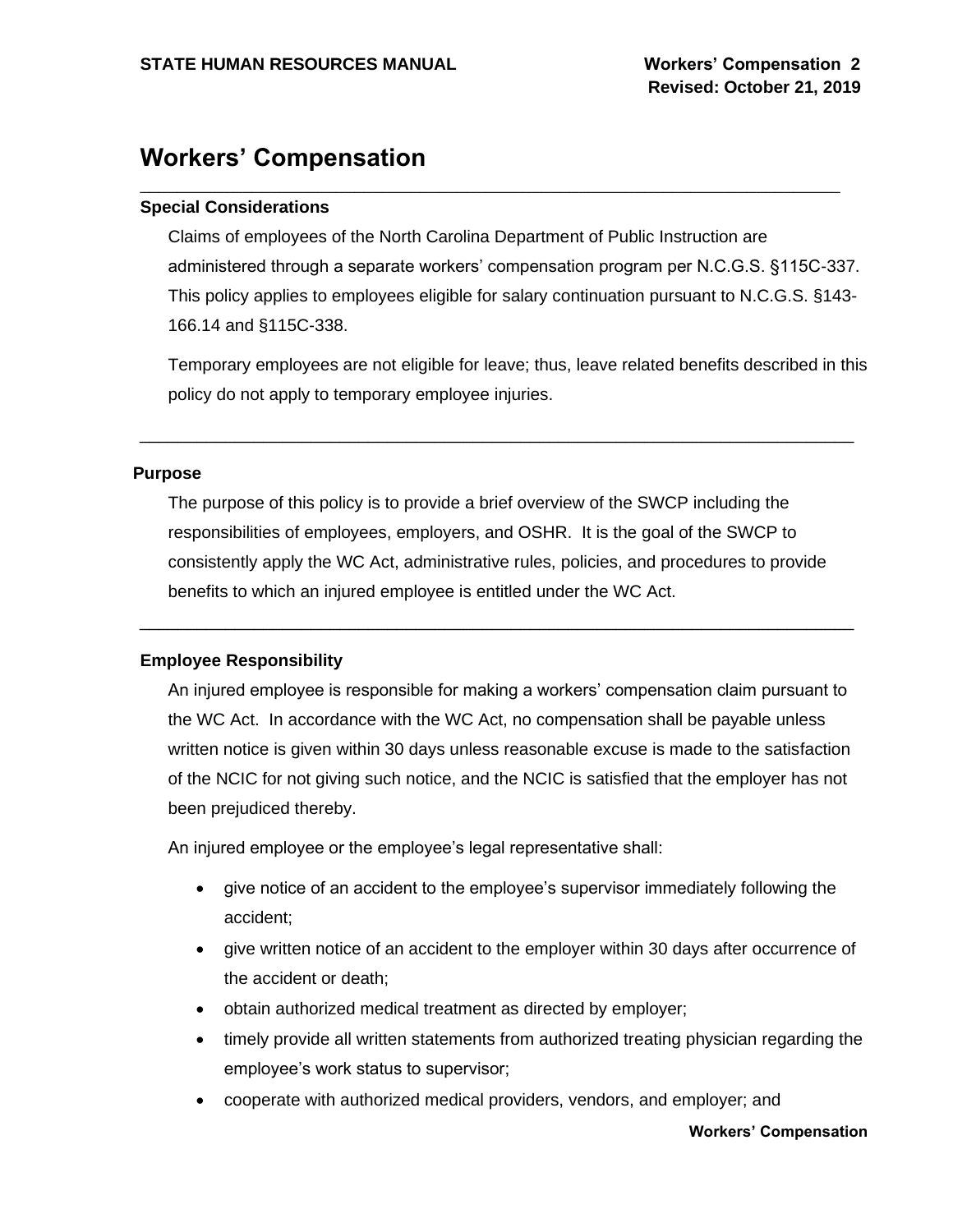# Workers' Compensation

## Special Considerations

Claims of employees of the North Carolina Department of Public Instruction are administered through a separate workers' compensation program per N.C.G.S. §115C-337. This policy applies to employees eligible for salary continuation pursuant to N.C.G.S. §143-166.14 and §115C-338.

Temporary employees are not eligible for leave; thus, leave related benefits described in this policy do not apply to temporary employee injuries.

## Purpose

The purpose of this policy is to provide a brief overview of the SWCP including the responsibilities of employees, employers, and OSHR. It is the goal of the SWCP to consistently apply the WC Act, administrative rules, policies, and procedures to provide benefits to which an injured employee is entitled under the WC Act.

## Employee Responsibility

An injured employee is responsible for making a workers' compensation claim pursuant to the WC Act. In accordance with the WC Act, no compensation shall be payable unless written notice is given within 30 days unless reasonable excuse is made to the satisfaction of the NCIC for not giving such notice, and the NCIC is satisfied that the employer has not been prejudiced thereby.

An injured employee or the employee's legal representative shall:

- give notice of an accident to the employee's supervisor immediately following the accident;
- give written notice of an accident to the employer within 30 days after occurrence of the accident or death;
- obtain authorized medical treatment as directed by employer;
- timely provide all written statements from authorized treating physician regarding the employee's work status to supervisor;
- cooperate with authorized medical providers, vendors, and employer; and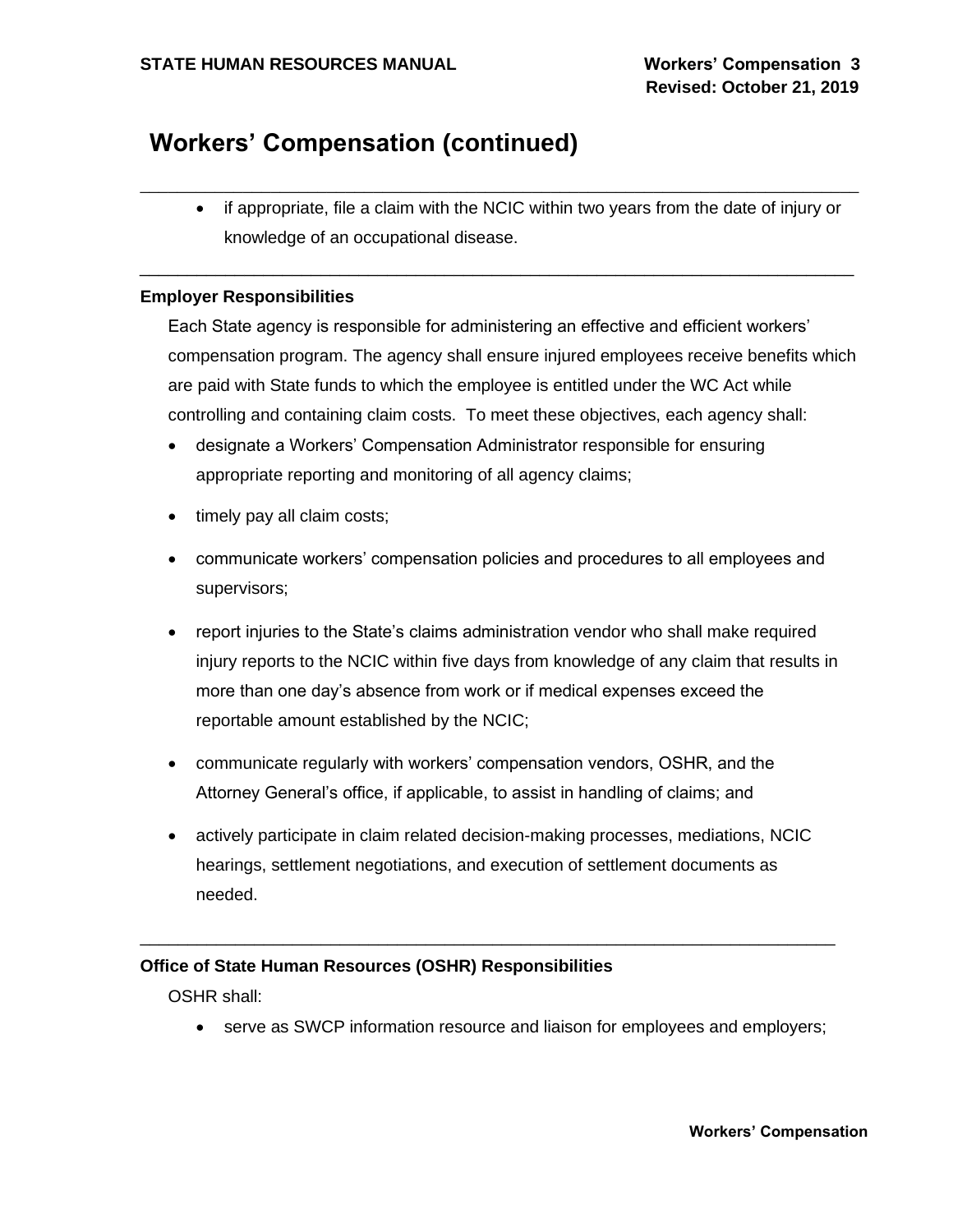## Workers' Compensation (continued)

---

- if appropriate, file a claim with the NCIC within two years from the date of injury or knowledge of an occupational disease.

---

**Employer Responsibilities**

Each State agency is responsible for administering an effective and efficient workers' compensation program. The agency shall ensure injured employees receive benefits which are paid with State funds to which the employee is entitled under the WC Act while controlling and containing claim costs. To meet these objectives, each agency shall:

- designate a Workers' Compensation Administrator responsible for ensuring appropriate reporting and monitoring of all agency claims;
- timely pay all claim costs;
- communicate workers' compensation policies and procedures to all employees and supervisors;
- report injuries to the State's claims administration vendor who shall make required injury reports to the NCIC within five days from knowledge of any claim that results in more than one day's absence from work or if medical expenses exceed the reportable amount established by the NCIC;
- communicate regularly with workers' compensation vendors, OSHR, and the Attorney General's office, if applicable, to assist in handling of claims; and
- actively participate in claim related decision-making processes, mediations, NCIC hearings, settlement negotiations, and execution of settlement documents as needed.

---

**Office of State Human Resources (OSHR) Responsibilities**

OSHR shall:

- serve as SWCP information resource and liaison for employees and employers;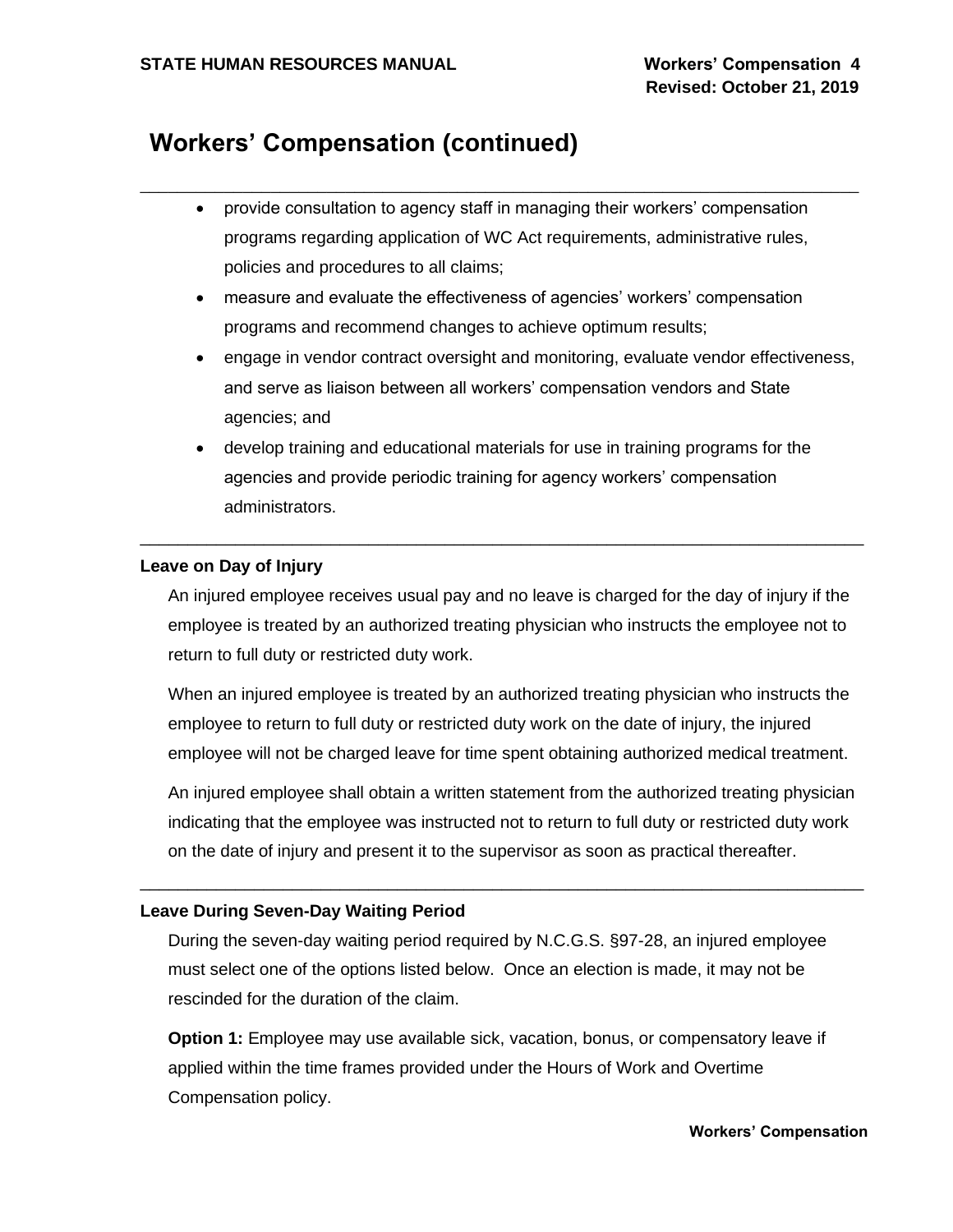# Workers' Compensation (continued)

- provide consultation to agency staff in managing their workers' compensation programs regarding application of WC Act requirements, administrative rules, policies and procedures to all claims;
- measure and evaluate the effectiveness of agencies' workers' compensation programs and recommend changes to achieve optimum results;
- engage in vendor contract oversight and monitoring, evaluate vendor effectiveness, and serve as liaison between all workers' compensation vendors and State agencies; and
- develop training and educational materials for use in training programs for the agencies and provide periodic training for agency workers' compensation administrators.

---

### Leave on Day of Injury

An injured employee receives usual pay and no leave is charged for the day of injury if the employee is treated by an authorized treating physician who instructs the employee not to return to full duty or restricted duty work.

When an injured employee is treated by an authorized treating physician who instructs the employee to return to full duty or restricted duty work on the date of injury, the injured employee will not be charged leave for time spent obtaining authorized medical treatment.

An injured employee shall obtain a written statement from the authorized treating physician indicating that the employee was instructed not to return to full duty or restricted duty work on the date of injury and present it to the supervisor as soon as practical thereafter.

---

### Leave During Seven-Day Waiting Period

During the seven-day waiting period required by N.C.G.S. §97-28, an injured employee must select one of the options listed below. Once an election is made, it may not be rescinded for the duration of the claim.

**Option 1:** Employee may use available sick, vacation, bonus, or compensatory leave if applied within the time frames provided under the Hours of Work and Overtime Compensation policy.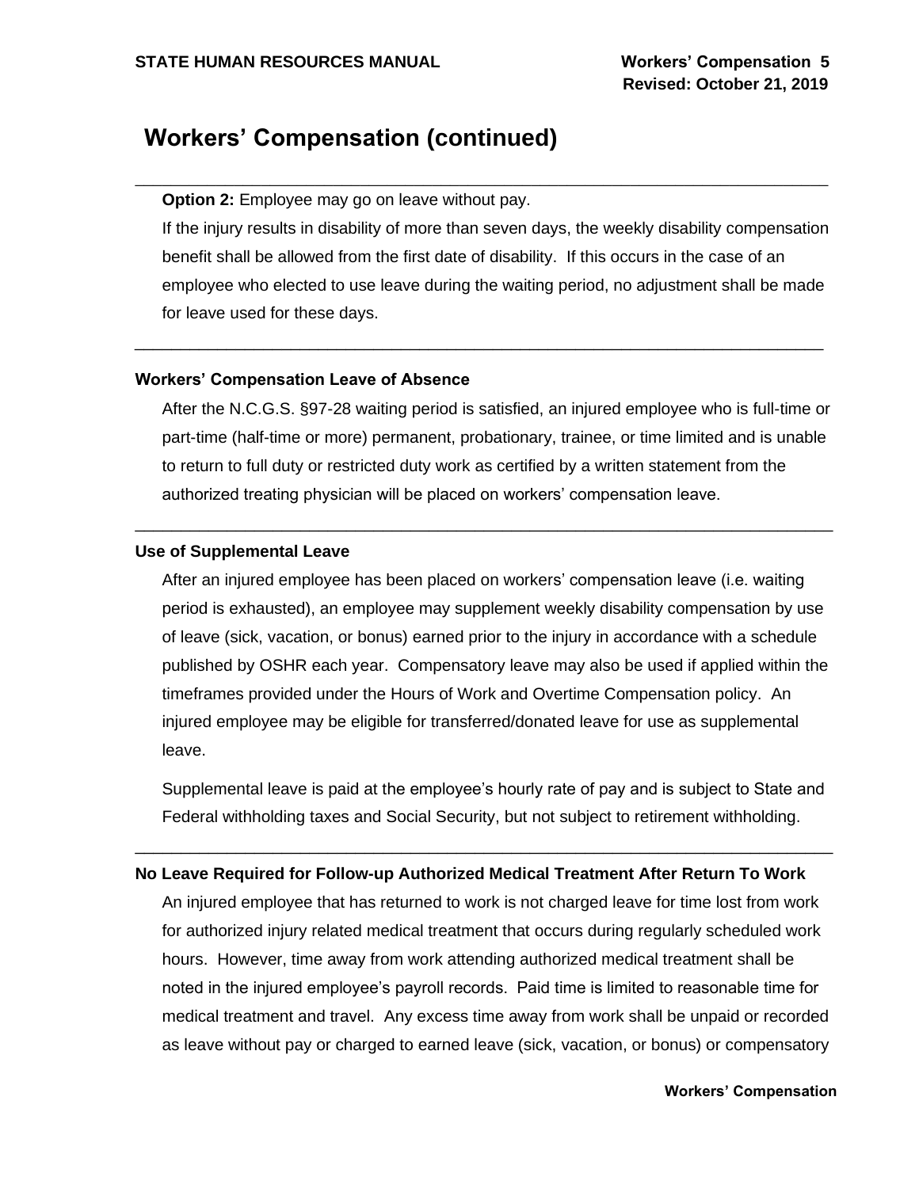# Workers' Compensation (continued)

**Option 2:** Employee may go on leave without pay.

If the injury results in disability of more than seven days, the weekly disability compensation benefit shall be allowed from the first date of disability. If this occurs in the case of an employee who elected to use leave during the waiting period, no adjustment shall be made for leave used for these days.

---

### Workers' Compensation Leave of Absence

After the N.C.G.S. §97-28 waiting period is satisfied, an injured employee who is full-time or part-time (half-time or more) permanent, probationary, trainee, or time limited and is unable to return to full duty or restricted duty work as certified by a written statement from the authorized treating physician will be placed on workers' compensation leave.

---

### Use of Supplemental Leave

After an injured employee has been placed on workers' compensation leave (i.e. waiting period is exhausted), an employee may supplement weekly disability compensation by use of leave (sick, vacation, or bonus) earned prior to the injury in accordance with a schedule published by OSHR each year. Compensatory leave may also be used if applied within the timeframes provided under the Hours of Work and Overtime Compensation policy. An injured employee may be eligible for transferred/donated leave for use as supplemental leave.

Supplemental leave is paid at the employee's hourly rate of pay and is subject to State and Federal withholding taxes and Social Security, but not subject to retirement withholding.

---

### No Leave Required for Follow-up Authorized Medical Treatment After Return To Work

An injured employee that has returned to work is not charged leave for time lost from work for authorized injury related medical treatment that occurs during regularly scheduled work hours. However, time away from work attending authorized medical treatment shall be noted in the injured employee's payroll records. Paid time is limited to reasonable time for medical treatment and travel. Any excess time away from work shall be unpaid or recorded as leave without pay or charged to earned leave (sick, vacation, or bonus) or compensatory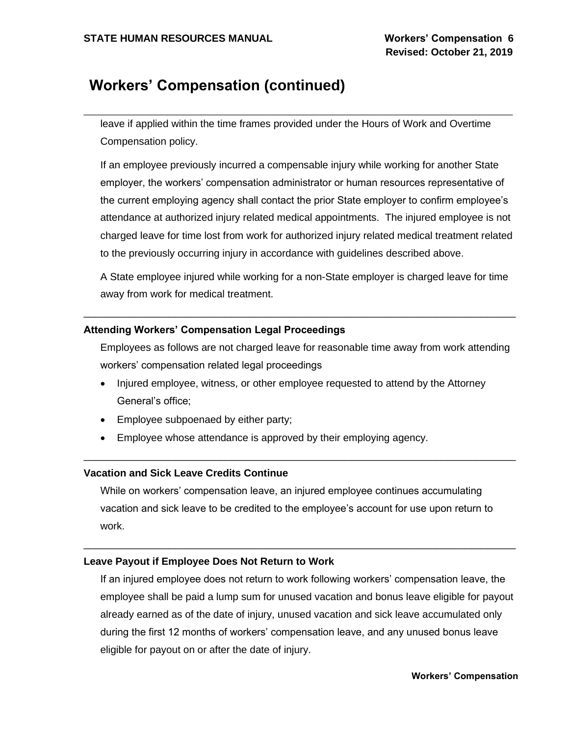# Workers' Compensation (continued)

leave if applied within the time frames provided under the Hours of Work and Overtime Compensation policy.

If an employee previously incurred a compensable injury while working for another State employer, the workers' compensation administrator or human resources representative of the current employing agency shall contact the prior State employer to confirm employee's attendance at authorized injury related medical appointments. The injured employee is not charged leave for time lost from work for authorized injury related medical treatment related to the previously occurring injury in accordance with guidelines described above.

A State employee injured while working for a non-State employer is charged leave for time away from work for medical treatment.

---

### Attending Workers' Compensation Legal Proceedings

Employees as follows are not charged leave for reasonable time away from work attending workers' compensation related legal proceedings

- Injured employee, witness, or other employee requested to attend by the Attorney General's office;
- Employee subpoenaed by either party;
- Employee whose attendance is approved by their employing agency.

---

### Vacation and Sick Leave Credits Continue

While on workers' compensation leave, an injured employee continues accumulating vacation and sick leave to be credited to the employee's account for use upon return to work.

---

### Leave Payout if Employee Does Not Return to Work

If an injured employee does not return to work following workers' compensation leave, the employee shall be paid a lump sum for unused vacation and bonus leave eligible for payout already earned as of the date of injury, unused vacation and sick leave accumulated only during the first 12 months of workers' compensation leave, and any unused bonus leave eligible for payout on or after the date of injury.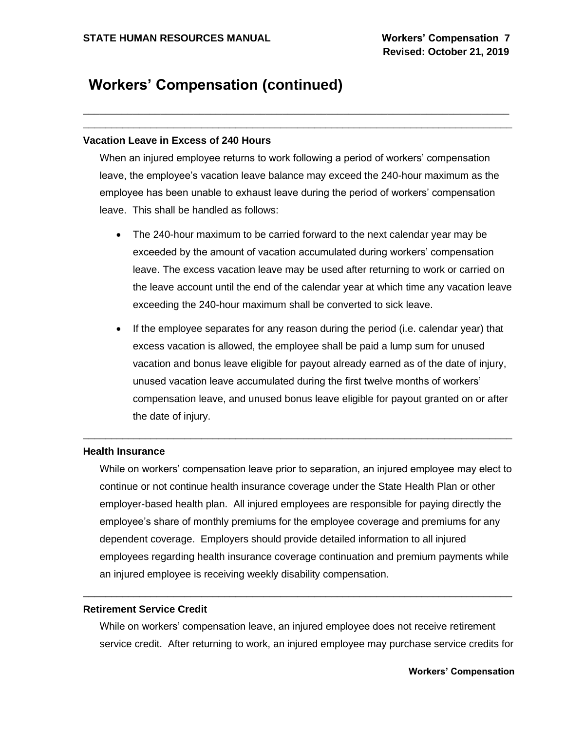# Workers' Compensation (continued)

### Vacation Leave in Excess of 240 Hours

When an injured employee returns to work following a period of workers' compensation leave, the employee's vacation leave balance may exceed the 240-hour maximum as the employee has been unable to exhaust leave during the period of workers' compensation leave. This shall be handled as follows:

- The 240-hour maximum to be carried forward to the next calendar year may be exceeded by the amount of vacation accumulated during workers' compensation leave. The excess vacation leave may be used after returning to work or carried on the leave account until the end of the calendar year at which time any vacation leave exceeding the 240-hour maximum shall be converted to sick leave.
- If the employee separates for any reason during the period (i.e. calendar year) that excess vacation is allowed, the employee shall be paid a lump sum for unused vacation and bonus leave eligible for payout already earned as of the date of injury, unused vacation leave accumulated during the first twelve months of workers' compensation leave, and unused bonus leave eligible for payout granted on or after the date of injury.

### Health Insurance

While on workers' compensation leave prior to separation, an injured employee may elect to continue or not continue health insurance coverage under the State Health Plan or other employer-based health plan. All injured employees are responsible for paying directly the employee's share of monthly premiums for the employee coverage and premiums for any dependent coverage. Employers should provide detailed information to all injured employees regarding health insurance coverage continuation and premium payments while an injured employee is receiving weekly disability compensation.

### Retirement Service Credit

While on workers' compensation leave, an injured employee does not receive retirement service credit. After returning to work, an injured employee may purchase service credits for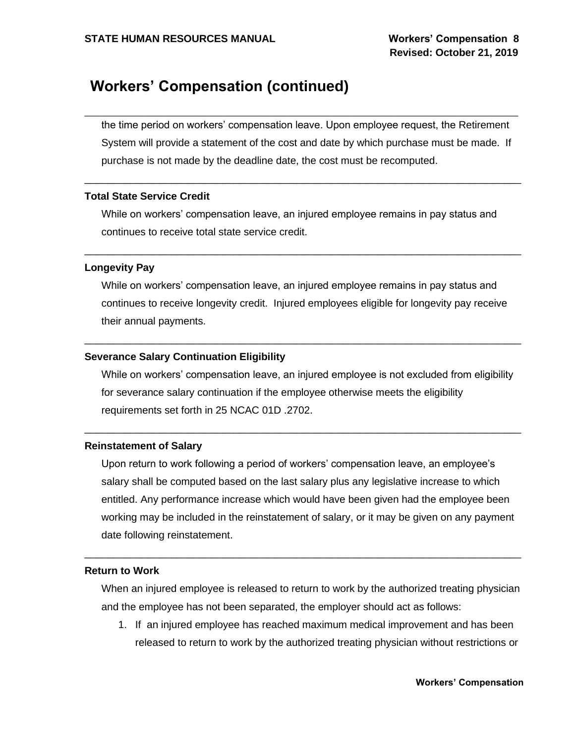## Workers' Compensation (continued)

the time period on workers' compensation leave. Upon employee request, the Retirement System will provide a statement of the cost and date by which purchase must be made. If purchase is not made by the deadline date, the cost must be recomputed.

---

### Total State Service Credit

While on workers' compensation leave, an injured employee remains in pay status and continues to receive total state service credit.

---

### Longevity Pay

While on workers' compensation leave, an injured employee remains in pay status and continues to receive longevity credit. Injured employees eligible for longevity pay receive their annual payments.

---

### Severance Salary Continuation Eligibility

While on workers' compensation leave, an injured employee is not excluded from eligibility for severance salary continuation if the employee otherwise meets the eligibility requirements set forth in 25 NCAC 01D .2702.

---

### Reinstatement of Salary

Upon return to work following a period of workers' compensation leave, an employee's salary shall be computed based on the last salary plus any legislative increase to which entitled. Any performance increase which would have been given had the employee been working may be included in the reinstatement of salary, or it may be given on any payment date following reinstatement.

---

### Return to Work

When an injured employee is released to return to work by the authorized treating physician and the employee has not been separated, the employer should act as follows:

1. If an injured employee has reached maximum medical improvement and has been released to return to work by the authorized treating physician without restrictions or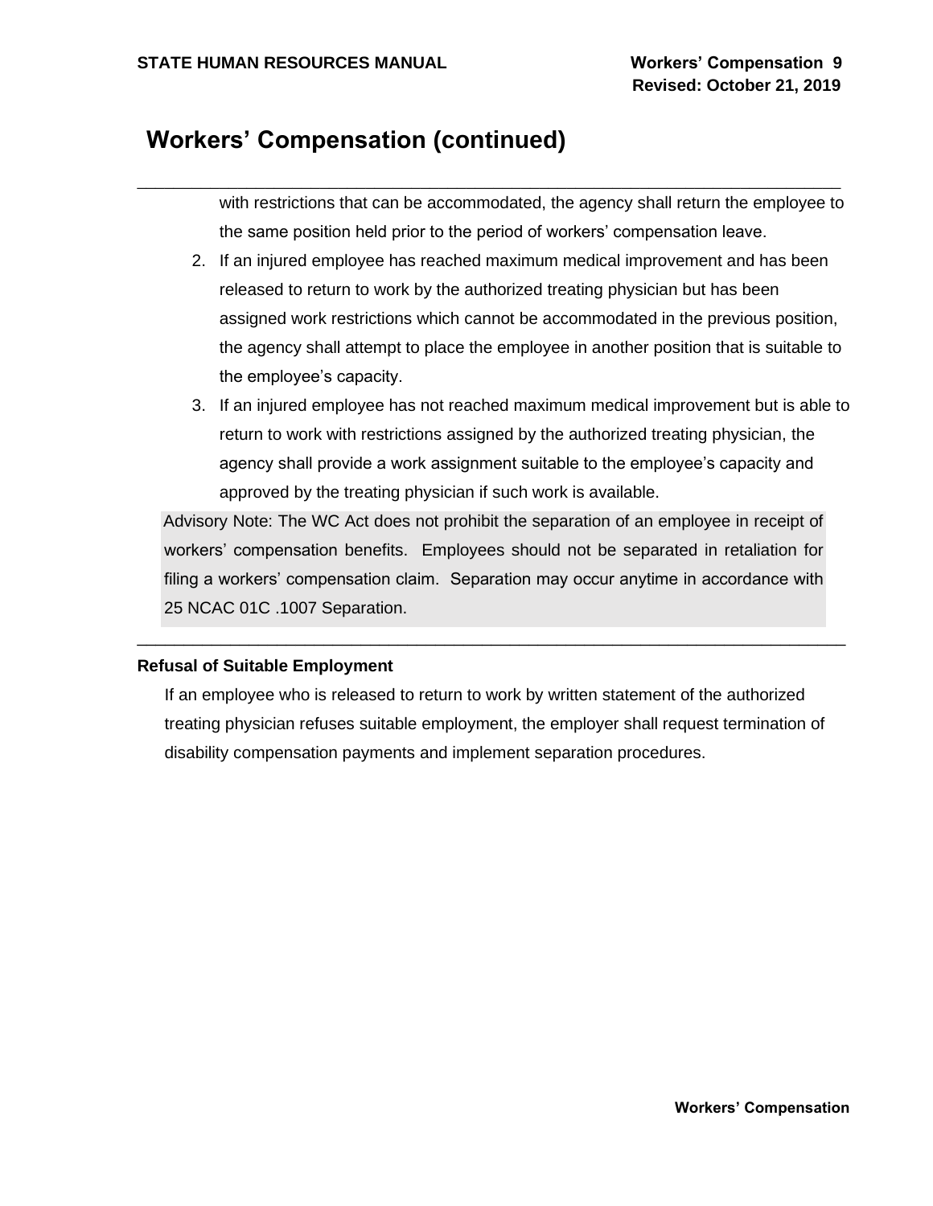# Workers' Compensation (continued)

with restrictions that can be accommodated, the agency shall return the employee to the same position held prior to the period of workers' compensation leave.

2. If an injured employee has reached maximum medical improvement and has been released to return to work by the authorized treating physician but has been assigned work restrictions which cannot be accommodated in the previous position, the agency shall attempt to place the employee in another position that is suitable to the employee's capacity.
3. If an injured employee has not reached maximum medical improvement but is able to return to work with restrictions assigned by the authorized treating physician, the agency shall provide a work assignment suitable to the employee's capacity and approved by the treating physician if such work is available.

Advisory Note: The WC Act does not prohibit the separation of an employee in receipt of workers' compensation benefits. Employees should not be separated in retaliation for filing a workers' compensation claim. Separation may occur anytime in accordance with 25 NCAC 01C .1007 Separation.

### Refusal of Suitable Employment

If an employee who is released to return to work by written statement of the authorized treating physician refuses suitable employment, the employer shall request termination of disability compensation payments and implement separation procedures.